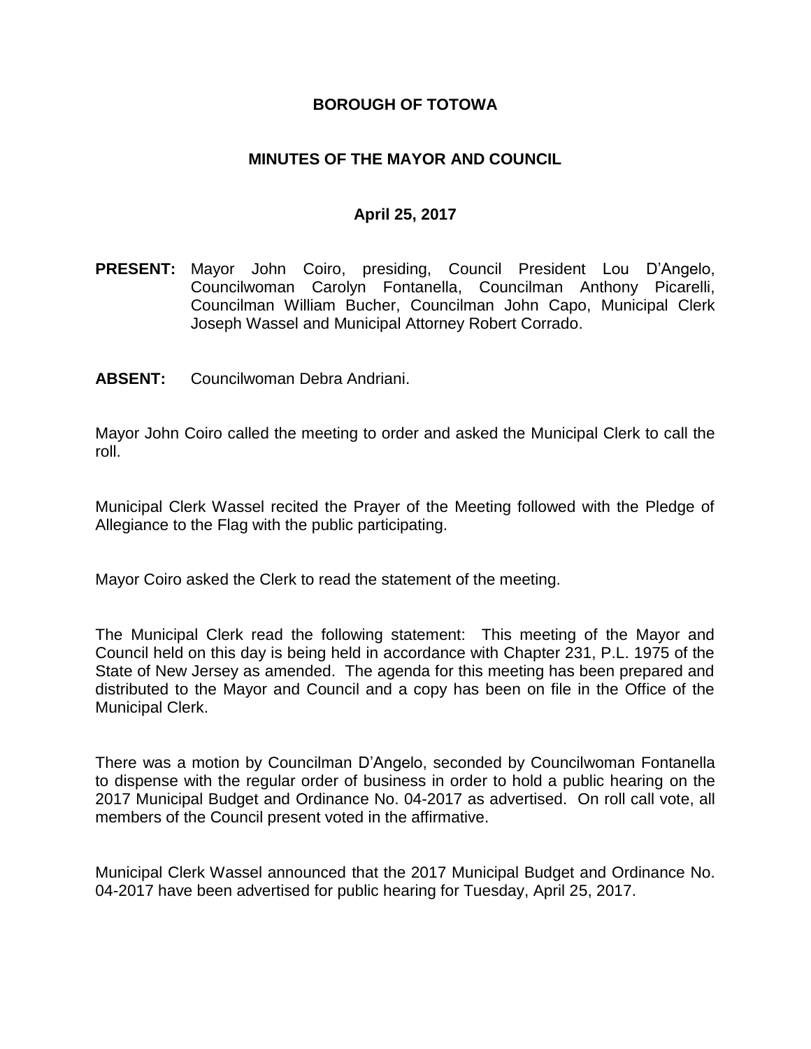# BOROUGH OF TOTOWA

## MINUTES OF THE MAYOR AND COUNCIL

### April 25, 2017

**PRESENT:** Mayor John Coiro, presiding, Council President Lou D'Angelo, Councilwoman Carolyn Fontanella, Councilman Anthony Picarelli, Councilman William Bucher, Councilman John Capo, Municipal Clerk Joseph Wassel and Municipal Attorney Robert Corrado.

**ABSENT:** Councilwoman Debra Andriani.

Mayor John Coiro called the meeting to order and asked the Municipal Clerk to call the roll.

Municipal Clerk Wassel recited the Prayer of the Meeting followed with the Pledge of Allegiance to the Flag with the public participating.

Mayor Coiro asked the Clerk to read the statement of the meeting.

The Municipal Clerk read the following statement: This meeting of the Mayor and Council held on this day is being held in accordance with Chapter 231, P.L. 1975 of the State of New Jersey as amended. The agenda for this meeting has been prepared and distributed to the Mayor and Council and a copy has been on file in the Office of the Municipal Clerk.

There was a motion by Councilman D'Angelo, seconded by Councilwoman Fontanella to dispense with the regular order of business in order to hold a public hearing on the 2017 Municipal Budget and Ordinance No. 04-2017 as advertised. On roll call vote, all members of the Council present voted in the affirmative.

Municipal Clerk Wassel announced that the 2017 Municipal Budget and Ordinance No. 04-2017 have been advertised for public hearing for Tuesday, April 25, 2017.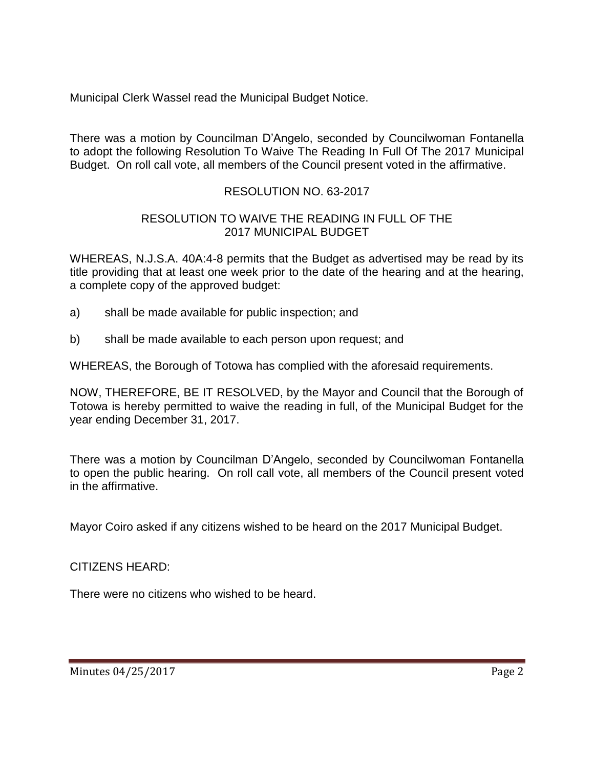Municipal Clerk Wassel read the Municipal Budget Notice.

There was a motion by Councilman D'Angelo, seconded by Councilwoman Fontanella to adopt the following Resolution To Waive The Reading In Full Of The 2017 Municipal Budget. On roll call vote, all members of the Council present voted in the affirmative.

RESOLUTION NO. 63-2017

RESOLUTION TO WAIVE THE READING IN FULL OF THE 2017 MUNICIPAL BUDGET

WHEREAS, N.J.S.A. 40A:4-8 permits that the Budget as advertised may be read by its title providing that at least one week prior to the date of the hearing and at the hearing, a complete copy of the approved budget:

a) shall be made available for public inspection; and

b) shall be made available to each person upon request; and

WHEREAS, the Borough of Totowa has complied with the aforesaid requirements.

NOW, THEREFORE, BE IT RESOLVED, by the Mayor and Council that the Borough of Totowa is hereby permitted to waive the reading in full, of the Municipal Budget for the year ending December 31, 2017.

There was a motion by Councilman D'Angelo, seconded by Councilwoman Fontanella to open the public hearing. On roll call vote, all members of the Council present voted in the affirmative.

Mayor Coiro asked if any citizens wished to be heard on the 2017 Municipal Budget.

CITIZENS HEARD:

There were no citizens who wished to be heard.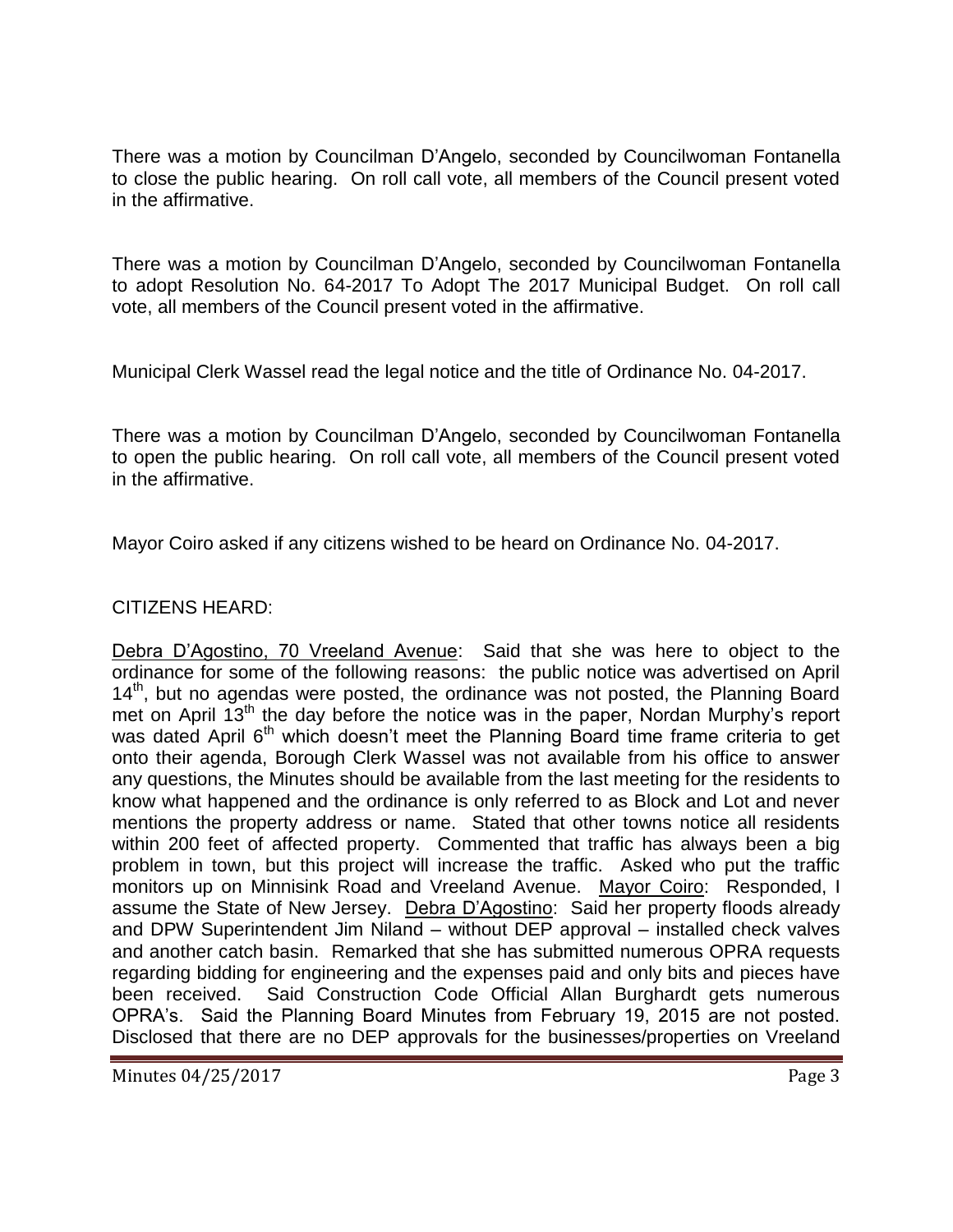There was a motion by Councilman D'Angelo, seconded by Councilwoman Fontanella to close the public hearing. On roll call vote, all members of the Council present voted in the affirmative.

There was a motion by Councilman D'Angelo, seconded by Councilwoman Fontanella to adopt Resolution No. 64-2017 To Adopt The 2017 Municipal Budget. On roll call vote, all members of the Council present voted in the affirmative.

Municipal Clerk Wassel read the legal notice and the title of Ordinance No. 04-2017.

There was a motion by Councilman D'Angelo, seconded by Councilwoman Fontanella to open the public hearing. On roll call vote, all members of the Council present voted in the affirmative.

Mayor Coiro asked if any citizens wished to be heard on Ordinance No. 04-2017.

CITIZENS HEARD:

Debra D'Agostino, 70 Vreeland Avenue: Said that she was here to object to the ordinance for some of the following reasons: the public notice was advertised on April 14th, but no agendas were posted, the ordinance was not posted, the Planning Board met on April 13th the day before the notice was in the paper, Nordan Murphy's report was dated April 6th which doesn't meet the Planning Board time frame criteria to get onto their agenda, Borough Clerk Wassel was not available from his office to answer any questions, the Minutes should be available from the last meeting for the residents to know what happened and the ordinance is only referred to as Block and Lot and never mentions the property address or name. Stated that other towns notice all residents within 200 feet of affected property. Commented that traffic has always been a big problem in town, but this project will increase the traffic. Asked who put the traffic monitors up on Minnisink Road and Vreeland Avenue. Mayor Coiro: Responded, I assume the State of New Jersey. Debra D'Agostino: Said her property floods already and DPW Superintendent Jim Niland – without DEP approval – installed check valves and another catch basin. Remarked that she has submitted numerous OPRA requests regarding bidding for engineering and the expenses paid and only bits and pieces have been received. Said Construction Code Official Allan Burghardt gets numerous OPRA's. Said the Planning Board Minutes from February 19, 2015 are not posted. Disclosed that there are no DEP approvals for the businesses/properties on Vreeland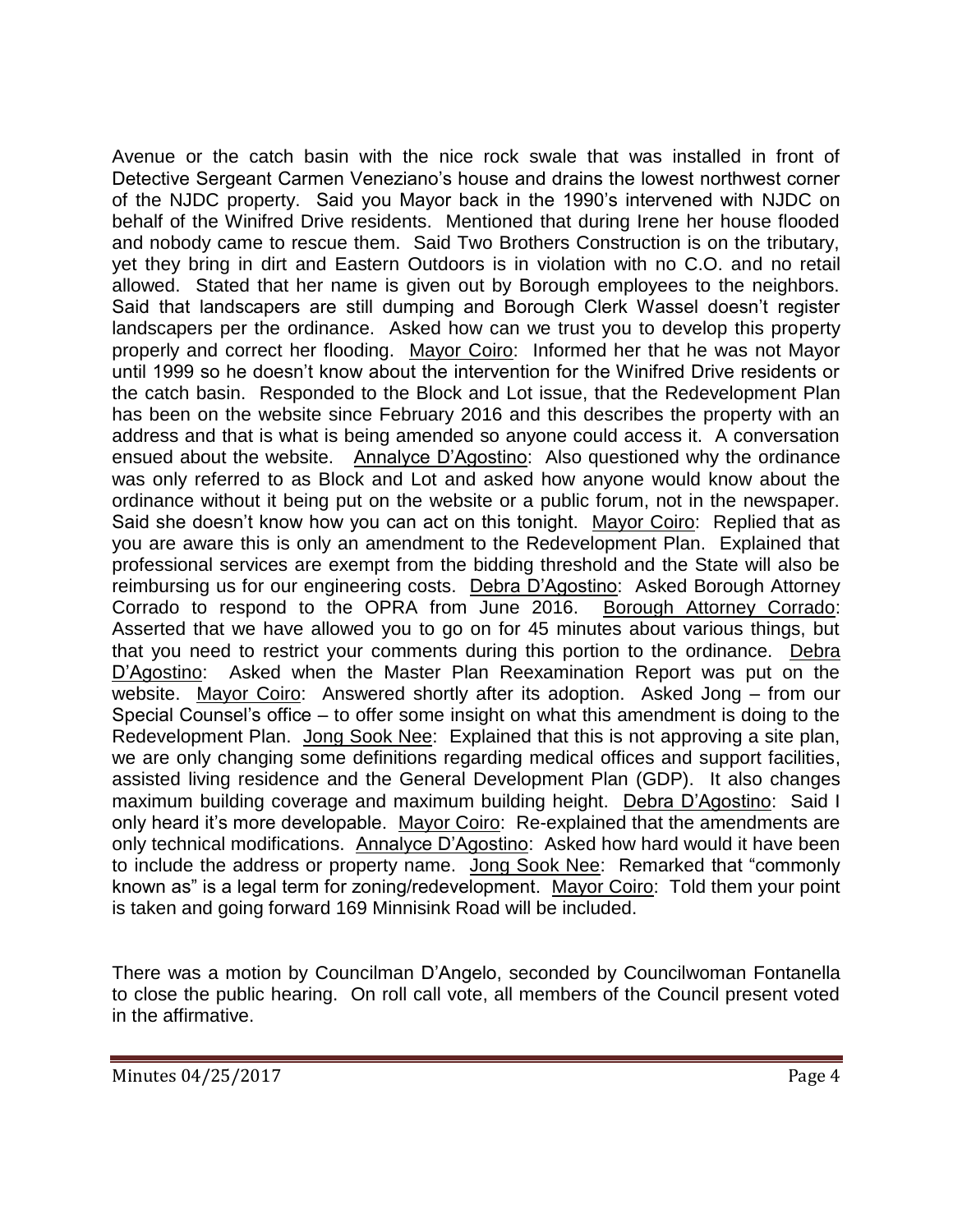Avenue or the catch basin with the nice rock swale that was installed in front of Detective Sergeant Carmen Veneziano's house and drains the lowest northwest corner of the NJDC property. Said you Mayor back in the 1990's intervened with NJDC on behalf of the Winifred Drive residents. Mentioned that during Irene her house flooded and nobody came to rescue them. Said Two Brothers Construction is on the tributary, yet they bring in dirt and Eastern Outdoors is in violation with no C.O. and no retail allowed. Stated that her name is given out by Borough employees to the neighbors. Said that landscapers are still dumping and Borough Clerk Wassel doesn't register landscapers per the ordinance. Asked how can we trust you to develop this property properly and correct her flooding. Mayor Coiro: Informed her that he was not Mayor until 1999 so he doesn't know about the intervention for the Winifred Drive residents or the catch basin. Responded to the Block and Lot issue, that the Redevelopment Plan has been on the website since February 2016 and this describes the property with an address and that is what is being amended so anyone could access it. A conversation ensued about the website. Annalyce D'Agostino: Also questioned why the ordinance was only referred to as Block and Lot and asked how anyone would know about the ordinance without it being put on the website or a public forum, not in the newspaper. Said she doesn't know how you can act on this tonight. Mayor Coiro: Replied that as you are aware this is only an amendment to the Redevelopment Plan. Explained that professional services are exempt from the bidding threshold and the State will also be reimbursing us for our engineering costs. Debra D'Agostino: Asked Borough Attorney Corrado to respond to the OPRA from June 2016. Borough Attorney Corrado: Asserted that we have allowed you to go on for 45 minutes about various things, but that you need to restrict your comments during this portion to the ordinance. Debra D'Agostino: Asked when the Master Plan Reexamination Report was put on the website. Mayor Coiro: Answered shortly after its adoption. Asked Jong – from our Special Counsel's office – to offer some insight on what this amendment is doing to the Redevelopment Plan. Jong Sook Nee: Explained that this is not approving a site plan, we are only changing some definitions regarding medical offices and support facilities, assisted living residence and the General Development Plan (GDP). It also changes maximum building coverage and maximum building height. Debra D'Agostino: Said I only heard it's more developable. Mayor Coiro: Re-explained that the amendments are only technical modifications. Annalyce D'Agostino: Asked how hard would it have been to include the address or property name. Jong Sook Nee: Remarked that "commonly known as" is a legal term for zoning/redevelopment. Mayor Coiro: Told them your point is taken and going forward 169 Minnisink Road will be included.

There was a motion by Councilman D'Angelo, seconded by Councilwoman Fontanella to close the public hearing. On roll call vote, all members of the Council present voted in the affirmative.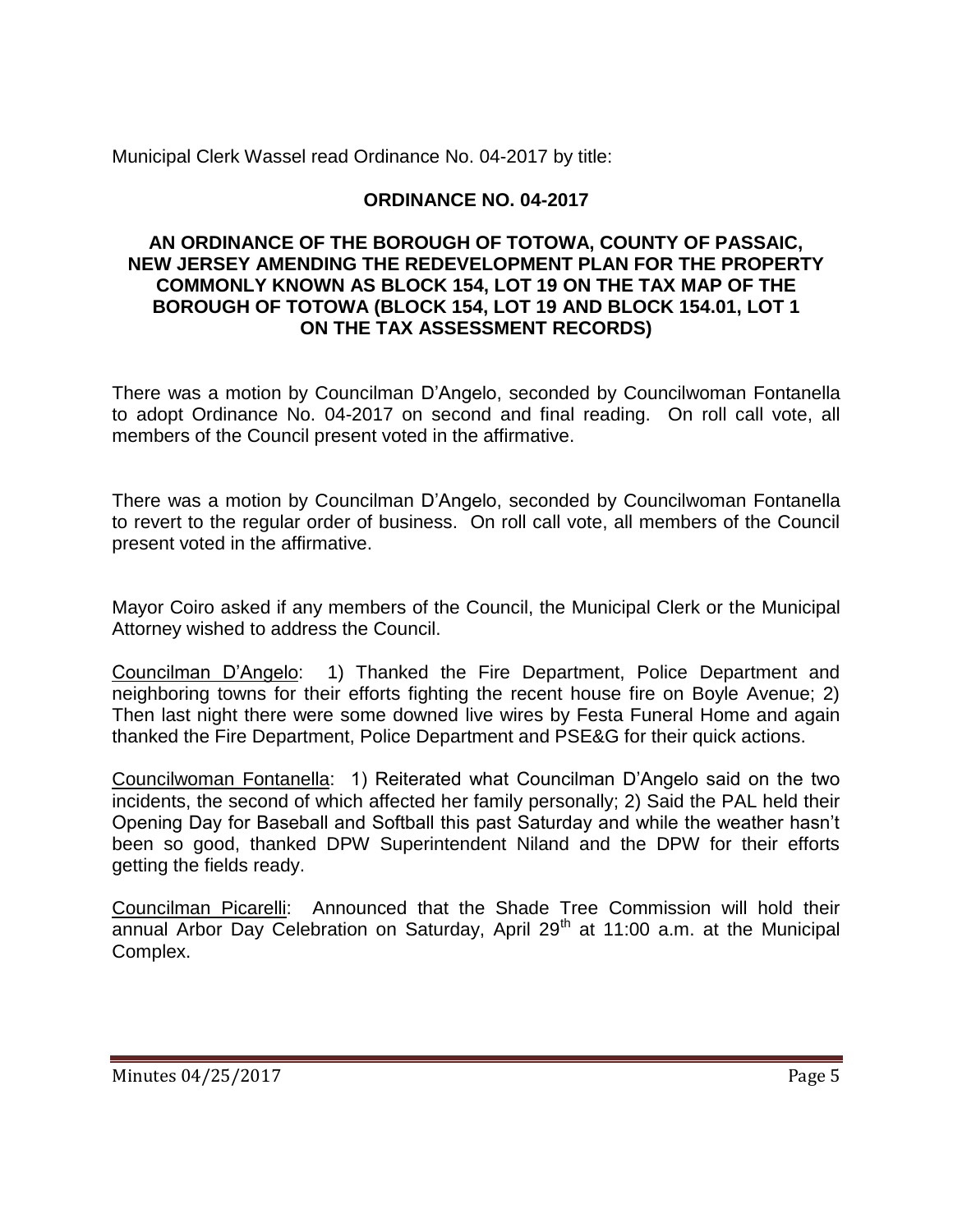Municipal Clerk Wassel read Ordinance No. 04-2017 by title:

**ORDINANCE NO. 04-2017**

**AN ORDINANCE OF THE BOROUGH OF TOTOWA, COUNTY OF PASSAIC, NEW JERSEY AMENDING THE REDEVELOPMENT PLAN FOR THE PROPERTY COMMONLY KNOWN AS BLOCK 154, LOT 19 ON THE TAX MAP OF THE BOROUGH OF TOTOWA (BLOCK 154, LOT 19 AND BLOCK 154.01, LOT 1 ON THE TAX ASSESSMENT RECORDS)**

There was a motion by Councilman D'Angelo, seconded by Councilwoman Fontanella to adopt Ordinance No. 04-2017 on second and final reading. On roll call vote, all members of the Council present voted in the affirmative.

There was a motion by Councilman D'Angelo, seconded by Councilwoman Fontanella to revert to the regular order of business. On roll call vote, all members of the Council present voted in the affirmative.

Mayor Coiro asked if any members of the Council, the Municipal Clerk or the Municipal Attorney wished to address the Council.

Councilman D'Angelo: 1) Thanked the Fire Department, Police Department and neighboring towns for their efforts fighting the recent house fire on Boyle Avenue; 2) Then last night there were some downed live wires by Festa Funeral Home and again thanked the Fire Department, Police Department and PSE&G for their quick actions.

Councilwoman Fontanella: 1) Reiterated what Councilman D'Angelo said on the two incidents, the second of which affected her family personally; 2) Said the PAL held their Opening Day for Baseball and Softball this past Saturday and while the weather hasn't been so good, thanked DPW Superintendent Niland and the DPW for their efforts getting the fields ready.

Councilman Picarelli: Announced that the Shade Tree Commission will hold their annual Arbor Day Celebration on Saturday, April 29th at 11:00 a.m. at the Municipal Complex.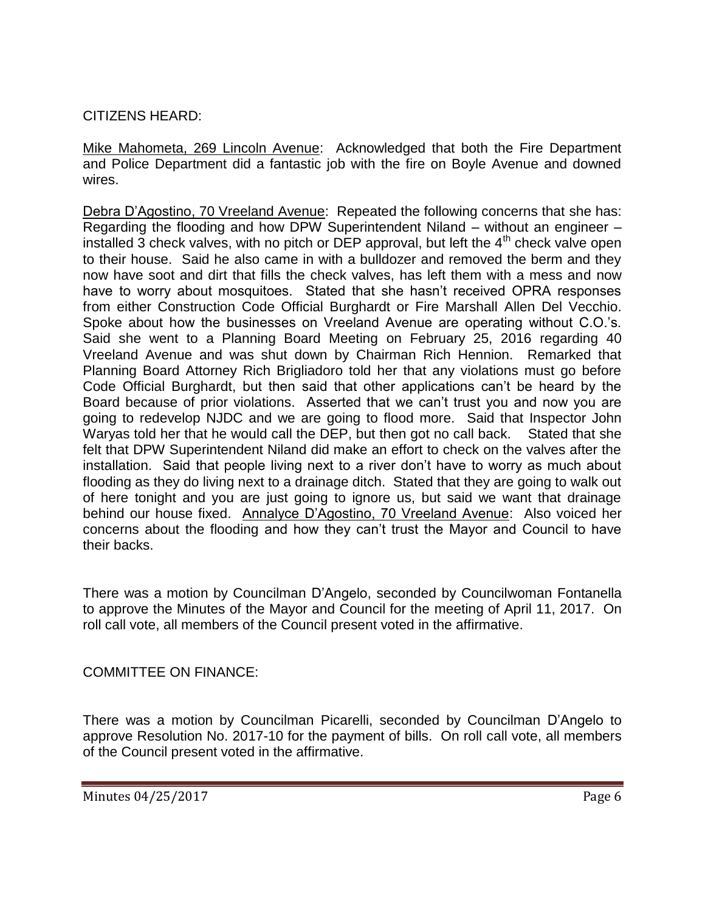CITIZENS HEARD:

Mike Mahometa, 269 Lincoln Avenue: Acknowledged that both the Fire Department and Police Department did a fantastic job with the fire on Boyle Avenue and downed wires.

Debra D'Agostino, 70 Vreeland Avenue: Repeated the following concerns that she has: Regarding the flooding and how DPW Superintendent Niland – without an engineer – installed 3 check valves, with no pitch or DEP approval, but left the 4th check valve open to their house. Said he also came in with a bulldozer and removed the berm and they now have soot and dirt that fills the check valves, has left them with a mess and now have to worry about mosquitoes. Stated that she hasn't received OPRA responses from either Construction Code Official Burghardt or Fire Marshall Allen Del Vecchio. Spoke about how the businesses on Vreeland Avenue are operating without C.O.'s. Said she went to a Planning Board Meeting on February 25, 2016 regarding 40 Vreeland Avenue and was shut down by Chairman Rich Hennion. Remarked that Planning Board Attorney Rich Brigliadoro told her that any violations must go before Code Official Burghardt, but then said that other applications can't be heard by the Board because of prior violations. Asserted that we can't trust you and now you are going to redevelop NJDC and we are going to flood more. Said that Inspector John Waryas told her that he would call the DEP, but then got no call back. Stated that she felt that DPW Superintendent Niland did make an effort to check on the valves after the installation. Said that people living next to a river don't have to worry as much about flooding as they do living next to a drainage ditch. Stated that they are going to walk out of here tonight and you are just going to ignore us, but said we want that drainage behind our house fixed. Annalyce D'Agostino, 70 Vreeland Avenue: Also voiced her concerns about the flooding and how they can't trust the Mayor and Council to have their backs.

There was a motion by Councilman D'Angelo, seconded by Councilwoman Fontanella to approve the Minutes of the Mayor and Council for the meeting of April 11, 2017. On roll call vote, all members of the Council present voted in the affirmative.

COMMITTEE ON FINANCE:

There was a motion by Councilman Picarelli, seconded by Councilman D'Angelo to approve Resolution No. 2017-10 for the payment of bills. On roll call vote, all members of the Council present voted in the affirmative.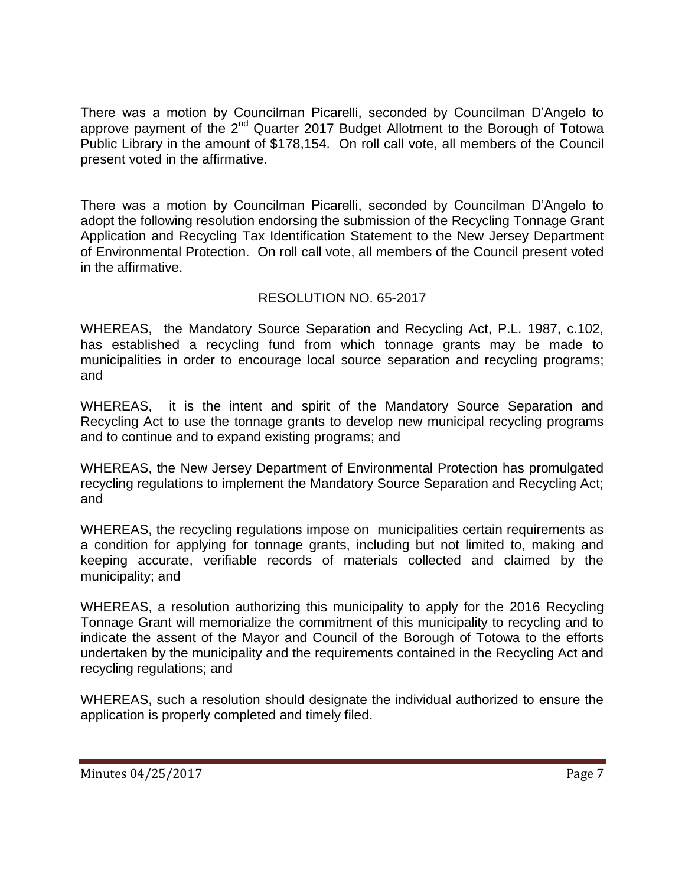There was a motion by Councilman Picarelli, seconded by Councilman D'Angelo to approve payment of the 2nd Quarter 2017 Budget Allotment to the Borough of Totowa Public Library in the amount of $178,154. On roll call vote, all members of the Council present voted in the affirmative.

There was a motion by Councilman Picarelli, seconded by Councilman D'Angelo to adopt the following resolution endorsing the submission of the Recycling Tonnage Grant Application and Recycling Tax Identification Statement to the New Jersey Department of Environmental Protection. On roll call vote, all members of the Council present voted in the affirmative.

RESOLUTION NO. 65-2017

WHEREAS, the Mandatory Source Separation and Recycling Act, P.L. 1987, c.102, has established a recycling fund from which tonnage grants may be made to municipalities in order to encourage local source separation and recycling programs; and

WHEREAS, it is the intent and spirit of the Mandatory Source Separation and Recycling Act to use the tonnage grants to develop new municipal recycling programs and to continue and to expand existing programs; and

WHEREAS, the New Jersey Department of Environmental Protection has promulgated recycling regulations to implement the Mandatory Source Separation and Recycling Act; and

WHEREAS, the recycling regulations impose on municipalities certain requirements as a condition for applying for tonnage grants, including but not limited to, making and keeping accurate, verifiable records of materials collected and claimed by the municipality; and

WHEREAS, a resolution authorizing this municipality to apply for the 2016 Recycling Tonnage Grant will memorialize the commitment of this municipality to recycling and to indicate the assent of the Mayor and Council of the Borough of Totowa to the efforts undertaken by the municipality and the requirements contained in the Recycling Act and recycling regulations; and

WHEREAS, such a resolution should designate the individual authorized to ensure the application is properly completed and timely filed.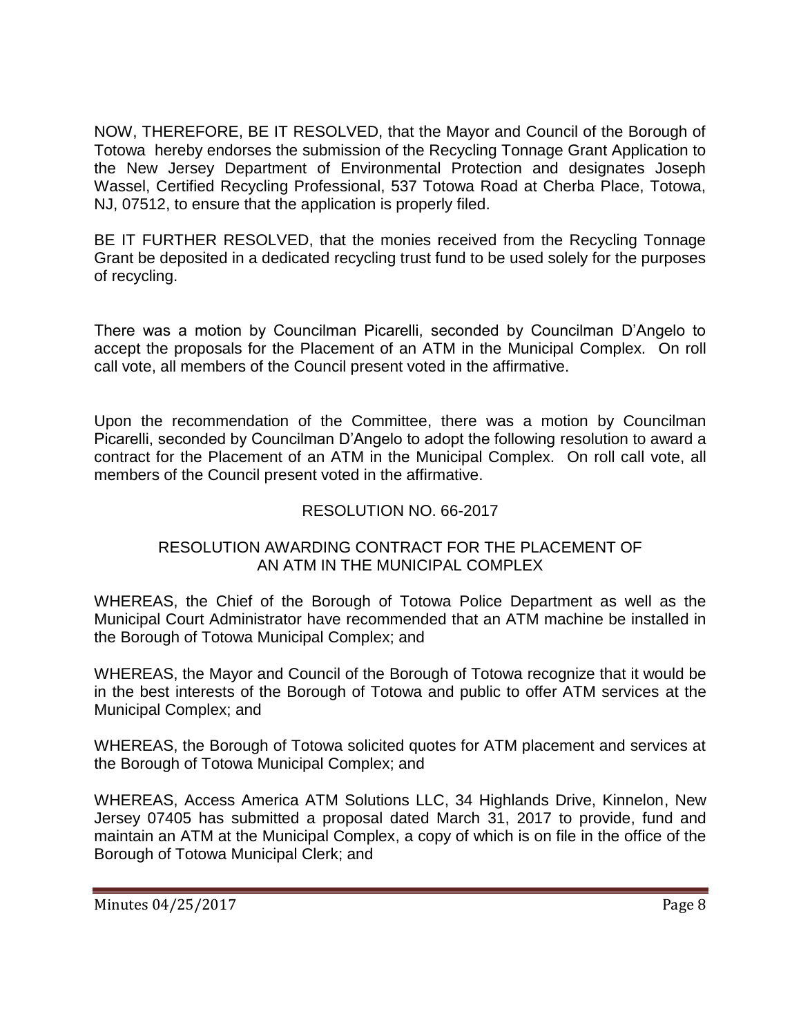NOW, THEREFORE, BE IT RESOLVED, that the Mayor and Council of the Borough of Totowa hereby endorses the submission of the Recycling Tonnage Grant Application to the New Jersey Department of Environmental Protection and designates Joseph Wassel, Certified Recycling Professional, 537 Totowa Road at Cherba Place, Totowa, NJ, 07512, to ensure that the application is properly filed.

BE IT FURTHER RESOLVED, that the monies received from the Recycling Tonnage Grant be deposited in a dedicated recycling trust fund to be used solely for the purposes of recycling.

There was a motion by Councilman Picarelli, seconded by Councilman D'Angelo to accept the proposals for the Placement of an ATM in the Municipal Complex. On roll call vote, all members of the Council present voted in the affirmative.

Upon the recommendation of the Committee, there was a motion by Councilman Picarelli, seconded by Councilman D'Angelo to adopt the following resolution to award a contract for the Placement of an ATM in the Municipal Complex. On roll call vote, all members of the Council present voted in the affirmative.

RESOLUTION NO. 66-2017

RESOLUTION AWARDING CONTRACT FOR THE PLACEMENT OF AN ATM IN THE MUNICIPAL COMPLEX

WHEREAS, the Chief of the Borough of Totowa Police Department as well as the Municipal Court Administrator have recommended that an ATM machine be installed in the Borough of Totowa Municipal Complex; and

WHEREAS, the Mayor and Council of the Borough of Totowa recognize that it would be in the best interests of the Borough of Totowa and public to offer ATM services at the Municipal Complex; and

WHEREAS, the Borough of Totowa solicited quotes for ATM placement and services at the Borough of Totowa Municipal Complex; and

WHEREAS, Access America ATM Solutions LLC, 34 Highlands Drive, Kinnelon, New Jersey 07405 has submitted a proposal dated March 31, 2017 to provide, fund and maintain an ATM at the Municipal Complex, a copy of which is on file in the office of the Borough of Totowa Municipal Clerk; and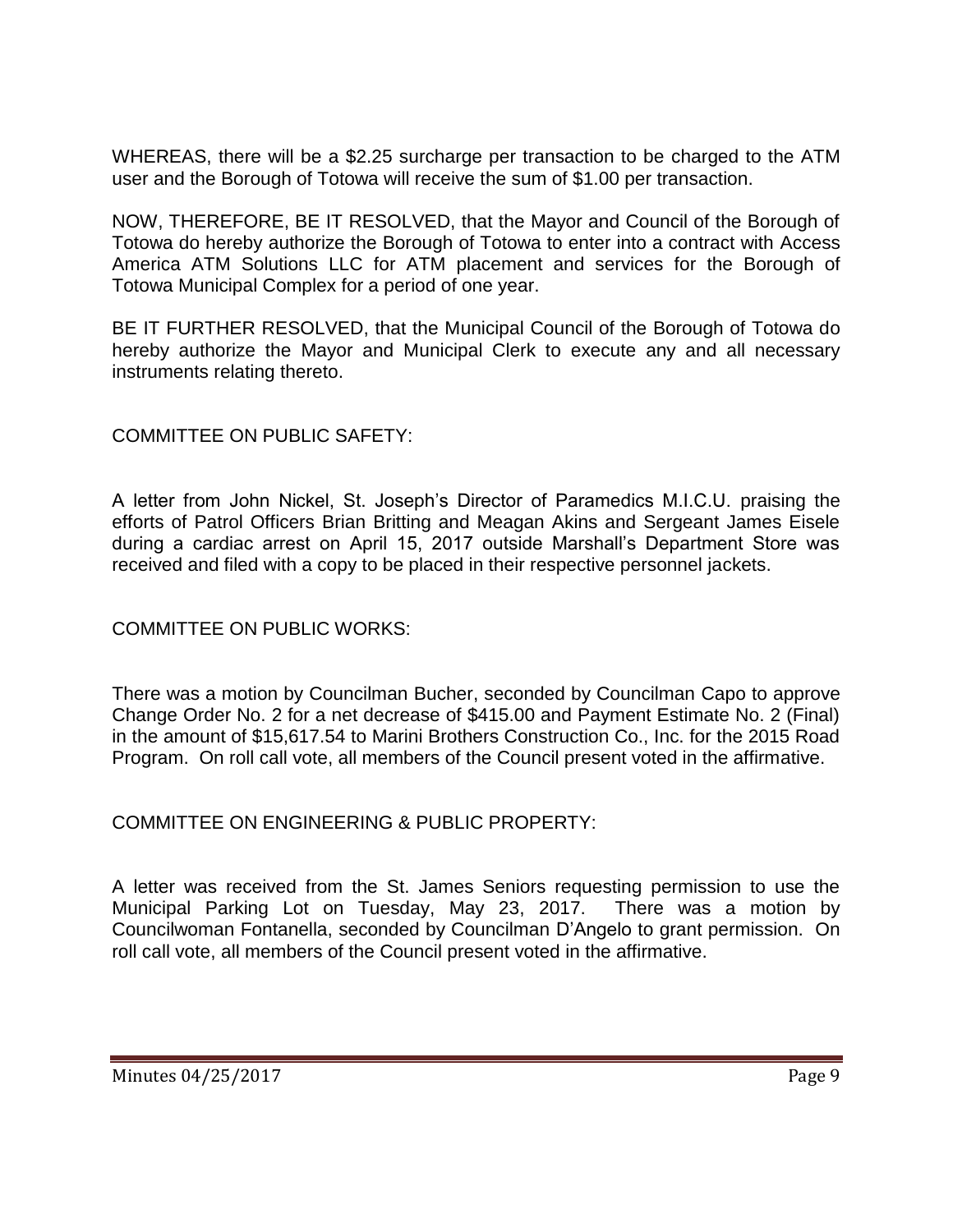WHEREAS, there will be a $2.25 surcharge per transaction to be charged to the ATM user and the Borough of Totowa will receive the sum of $1.00 per transaction.

NOW, THEREFORE, BE IT RESOLVED, that the Mayor and Council of the Borough of Totowa do hereby authorize the Borough of Totowa to enter into a contract with Access America ATM Solutions LLC for ATM placement and services for the Borough of Totowa Municipal Complex for a period of one year.

BE IT FURTHER RESOLVED, that the Municipal Council of the Borough of Totowa do hereby authorize the Mayor and Municipal Clerk to execute any and all necessary instruments relating thereto.

COMMITTEE ON PUBLIC SAFETY:

A letter from John Nickel, St. Joseph's Director of Paramedics M.I.C.U. praising the efforts of Patrol Officers Brian Britting and Meagan Akins and Sergeant James Eisele during a cardiac arrest on April 15, 2017 outside Marshall's Department Store was received and filed with a copy to be placed in their respective personnel jackets.

COMMITTEE ON PUBLIC WORKS:

There was a motion by Councilman Bucher, seconded by Councilman Capo to approve Change Order No. 2 for a net decrease of $415.00 and Payment Estimate No. 2 (Final) in the amount of $15,617.54 to Marini Brothers Construction Co., Inc. for the 2015 Road Program. On roll call vote, all members of the Council present voted in the affirmative.

COMMITTEE ON ENGINEERING & PUBLIC PROPERTY:

A letter was received from the St. James Seniors requesting permission to use the Municipal Parking Lot on Tuesday, May 23, 2017. There was a motion by Councilwoman Fontanella, seconded by Councilman D'Angelo to grant permission. On roll call vote, all members of the Council present voted in the affirmative.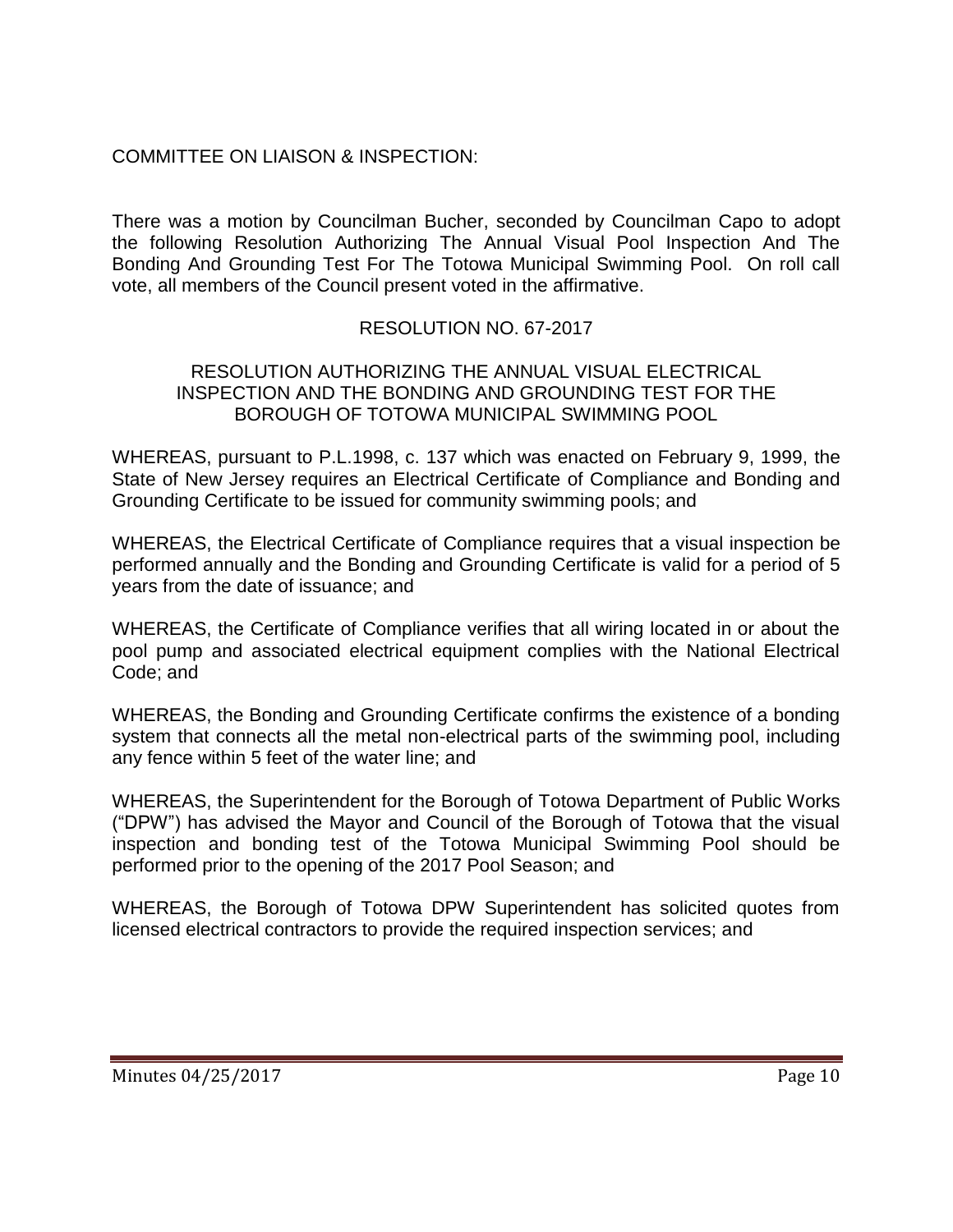COMMITTEE ON LIAISON & INSPECTION:

There was a motion by Councilman Bucher, seconded by Councilman Capo to adopt the following Resolution Authorizing The Annual Visual Pool Inspection And The Bonding And Grounding Test For The Totowa Municipal Swimming Pool. On roll call vote, all members of the Council present voted in the affirmative.

RESOLUTION NO. 67-2017

RESOLUTION AUTHORIZING THE ANNUAL VISUAL ELECTRICAL INSPECTION AND THE BONDING AND GROUNDING TEST FOR THE BOROUGH OF TOTOWA MUNICIPAL SWIMMING POOL

WHEREAS, pursuant to P.L.1998, c. 137 which was enacted on February 9, 1999, the State of New Jersey requires an Electrical Certificate of Compliance and Bonding and Grounding Certificate to be issued for community swimming pools; and

WHEREAS, the Electrical Certificate of Compliance requires that a visual inspection be performed annually and the Bonding and Grounding Certificate is valid for a period of 5 years from the date of issuance; and

WHEREAS, the Certificate of Compliance verifies that all wiring located in or about the pool pump and associated electrical equipment complies with the National Electrical Code; and

WHEREAS, the Bonding and Grounding Certificate confirms the existence of a bonding system that connects all the metal non-electrical parts of the swimming pool, including any fence within 5 feet of the water line; and

WHEREAS, the Superintendent for the Borough of Totowa Department of Public Works ("DPW") has advised the Mayor and Council of the Borough of Totowa that the visual inspection and bonding test of the Totowa Municipal Swimming Pool should be performed prior to the opening of the 2017 Pool Season; and

WHEREAS, the Borough of Totowa DPW Superintendent has solicited quotes from licensed electrical contractors to provide the required inspection services; and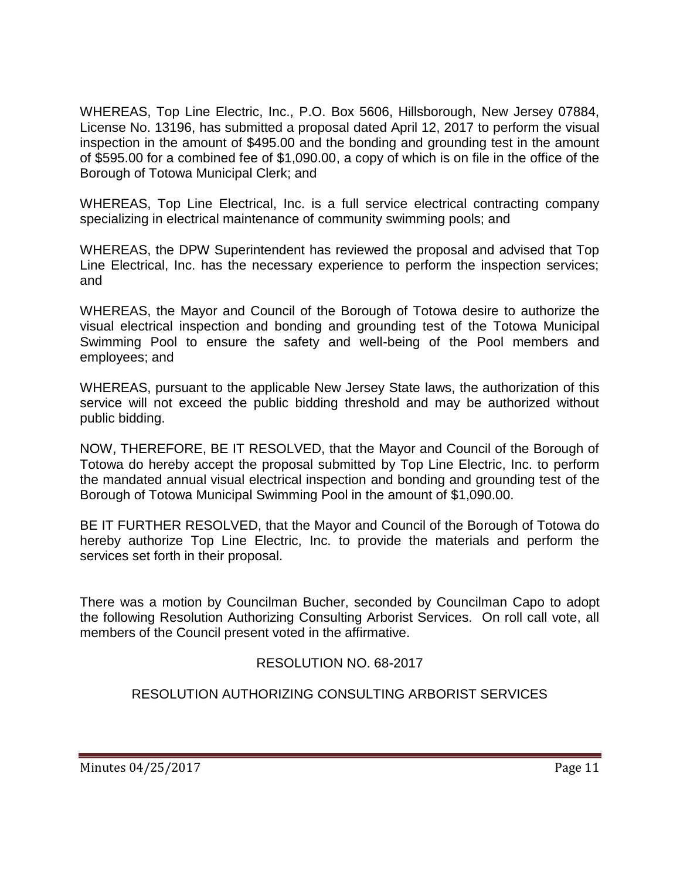WHEREAS, Top Line Electric, Inc., P.O. Box 5606, Hillsborough, New Jersey 07884, License No. 13196, has submitted a proposal dated April 12, 2017 to perform the visual inspection in the amount of $495.00 and the bonding and grounding test in the amount of $595.00 for a combined fee of $1,090.00, a copy of which is on file in the office of the Borough of Totowa Municipal Clerk; and

WHEREAS, Top Line Electrical, Inc. is a full service electrical contracting company specializing in electrical maintenance of community swimming pools; and

WHEREAS, the DPW Superintendent has reviewed the proposal and advised that Top Line Electrical, Inc. has the necessary experience to perform the inspection services; and

WHEREAS, the Mayor and Council of the Borough of Totowa desire to authorize the visual electrical inspection and bonding and grounding test of the Totowa Municipal Swimming Pool to ensure the safety and well-being of the Pool members and employees; and

WHEREAS, pursuant to the applicable New Jersey State laws, the authorization of this service will not exceed the public bidding threshold and may be authorized without public bidding.

NOW, THEREFORE, BE IT RESOLVED, that the Mayor and Council of the Borough of Totowa do hereby accept the proposal submitted by Top Line Electric, Inc. to perform the mandated annual visual electrical inspection and bonding and grounding test of the Borough of Totowa Municipal Swimming Pool in the amount of $1,090.00.

BE IT FURTHER RESOLVED, that the Mayor and Council of the Borough of Totowa do hereby authorize Top Line Electric, Inc. to provide the materials and perform the services set forth in their proposal.

There was a motion by Councilman Bucher, seconded by Councilman Capo to adopt the following Resolution Authorizing Consulting Arborist Services. On roll call vote, all members of the Council present voted in the affirmative.

RESOLUTION NO. 68-2017

RESOLUTION AUTHORIZING CONSULTING ARBORIST SERVICES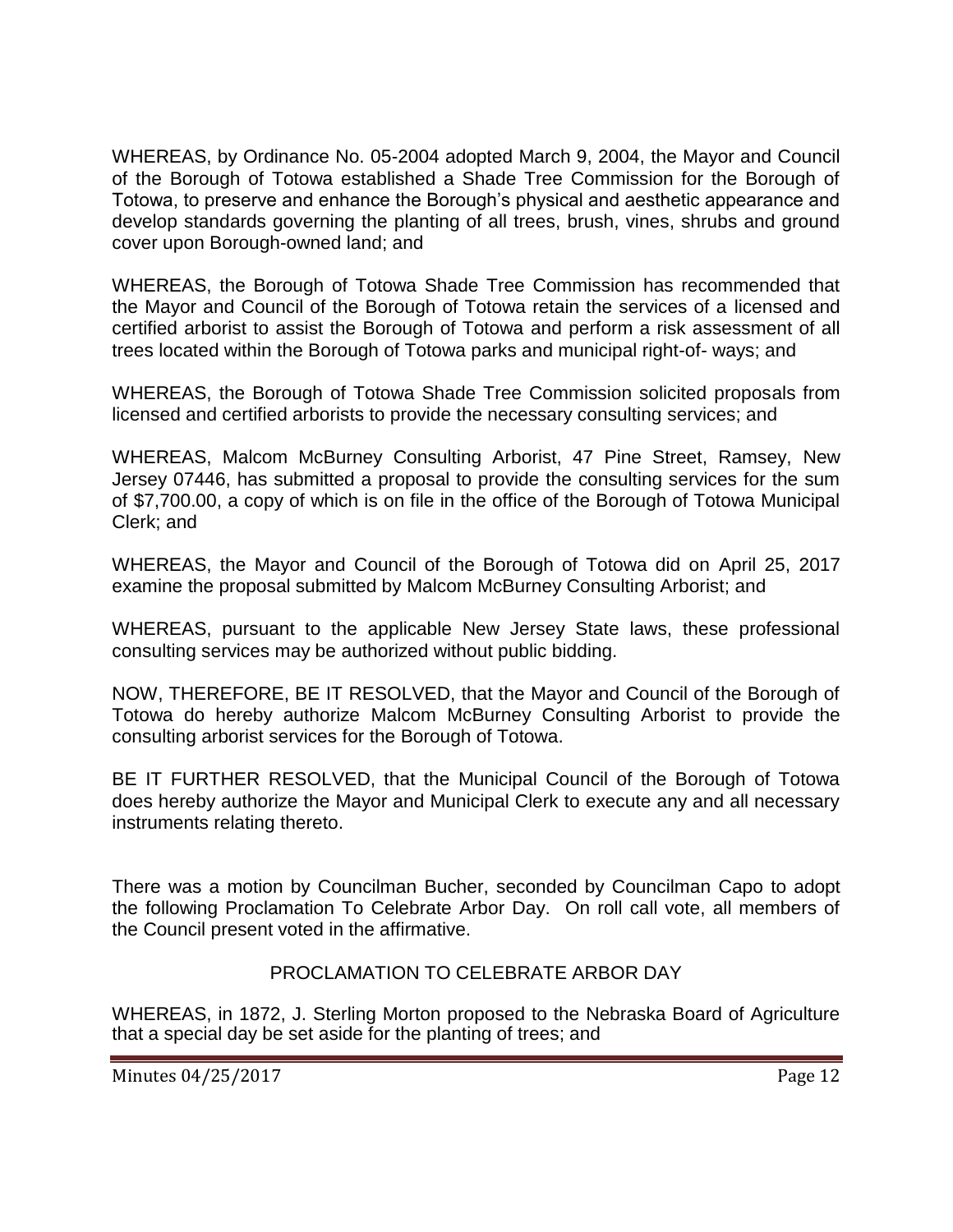WHEREAS, by Ordinance No. 05-2004 adopted March 9, 2004, the Mayor and Council of the Borough of Totowa established a Shade Tree Commission for the Borough of Totowa, to preserve and enhance the Borough's physical and aesthetic appearance and develop standards governing the planting of all trees, brush, vines, shrubs and ground cover upon Borough-owned land; and

WHEREAS, the Borough of Totowa Shade Tree Commission has recommended that the Mayor and Council of the Borough of Totowa retain the services of a licensed and certified arborist to assist the Borough of Totowa and perform a risk assessment of all trees located within the Borough of Totowa parks and municipal right-of- ways; and

WHEREAS, the Borough of Totowa Shade Tree Commission solicited proposals from licensed and certified arborists to provide the necessary consulting services; and

WHEREAS, Malcom McBurney Consulting Arborist, 47 Pine Street, Ramsey, New Jersey 07446, has submitted a proposal to provide the consulting services for the sum of $7,700.00, a copy of which is on file in the office of the Borough of Totowa Municipal Clerk; and

WHEREAS, the Mayor and Council of the Borough of Totowa did on April 25, 2017 examine the proposal submitted by Malcom McBurney Consulting Arborist; and

WHEREAS, pursuant to the applicable New Jersey State laws, these professional consulting services may be authorized without public bidding.

NOW, THEREFORE, BE IT RESOLVED, that the Mayor and Council of the Borough of Totowa do hereby authorize Malcom McBurney Consulting Arborist to provide the consulting arborist services for the Borough of Totowa.

BE IT FURTHER RESOLVED, that the Municipal Council of the Borough of Totowa does hereby authorize the Mayor and Municipal Clerk to execute any and all necessary instruments relating thereto.

There was a motion by Councilman Bucher, seconded by Councilman Capo to adopt the following Proclamation To Celebrate Arbor Day. On roll call vote, all members of the Council present voted in the affirmative.

PROCLAMATION TO CELEBRATE ARBOR DAY

WHEREAS, in 1872, J. Sterling Morton proposed to the Nebraska Board of Agriculture that a special day be set aside for the planting of trees; and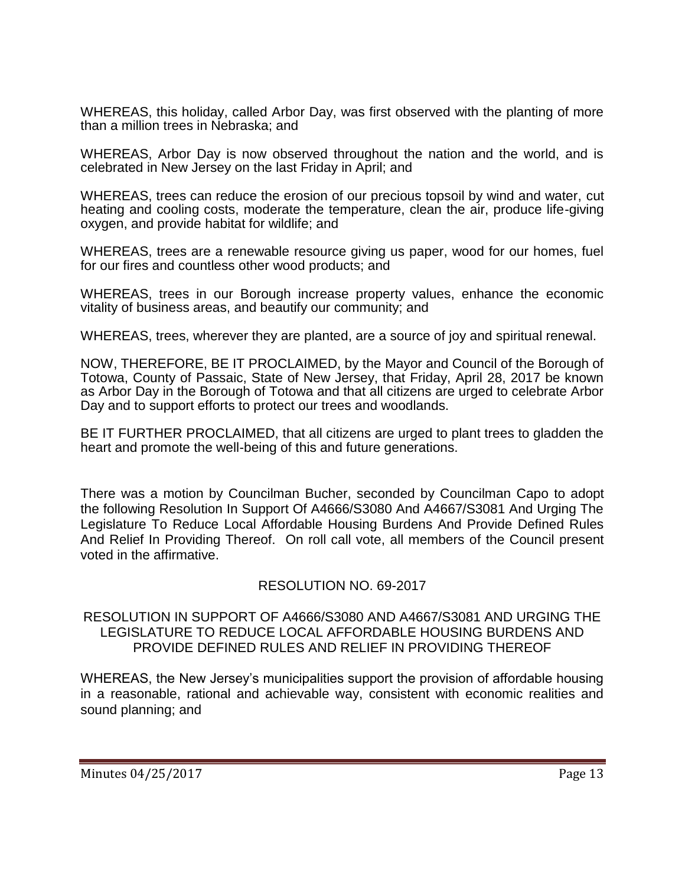WHEREAS, this holiday, called Arbor Day, was first observed with the planting of more than a million trees in Nebraska; and

WHEREAS, Arbor Day is now observed throughout the nation and the world, and is celebrated in New Jersey on the last Friday in April; and

WHEREAS, trees can reduce the erosion of our precious topsoil by wind and water, cut heating and cooling costs, moderate the temperature, clean the air, produce life-giving oxygen, and provide habitat for wildlife; and

WHEREAS, trees are a renewable resource giving us paper, wood for our homes, fuel for our fires and countless other wood products; and

WHEREAS, trees in our Borough increase property values, enhance the economic vitality of business areas, and beautify our community; and

WHEREAS, trees, wherever they are planted, are a source of joy and spiritual renewal.

NOW, THEREFORE, BE IT PROCLAIMED, by the Mayor and Council of the Borough of Totowa, County of Passaic, State of New Jersey, that Friday, April 28, 2017 be known as Arbor Day in the Borough of Totowa and that all citizens are urged to celebrate Arbor Day and to support efforts to protect our trees and woodlands.

BE IT FURTHER PROCLAIMED, that all citizens are urged to plant trees to gladden the heart and promote the well-being of this and future generations.

There was a motion by Councilman Bucher, seconded by Councilman Capo to adopt the following Resolution In Support Of A4666/S3080 And A4667/S3081 And Urging The Legislature To Reduce Local Affordable Housing Burdens And Provide Defined Rules And Relief In Providing Thereof. On roll call vote, all members of the Council present voted in the affirmative.

RESOLUTION NO. 69-2017

RESOLUTION IN SUPPORT OF A4666/S3080 AND A4667/S3081 AND URGING THE LEGISLATURE TO REDUCE LOCAL AFFORDABLE HOUSING BURDENS AND PROVIDE DEFINED RULES AND RELIEF IN PROVIDING THEREOF

WHEREAS, the New Jersey's municipalities support the provision of affordable housing in a reasonable, rational and achievable way, consistent with economic realities and sound planning; and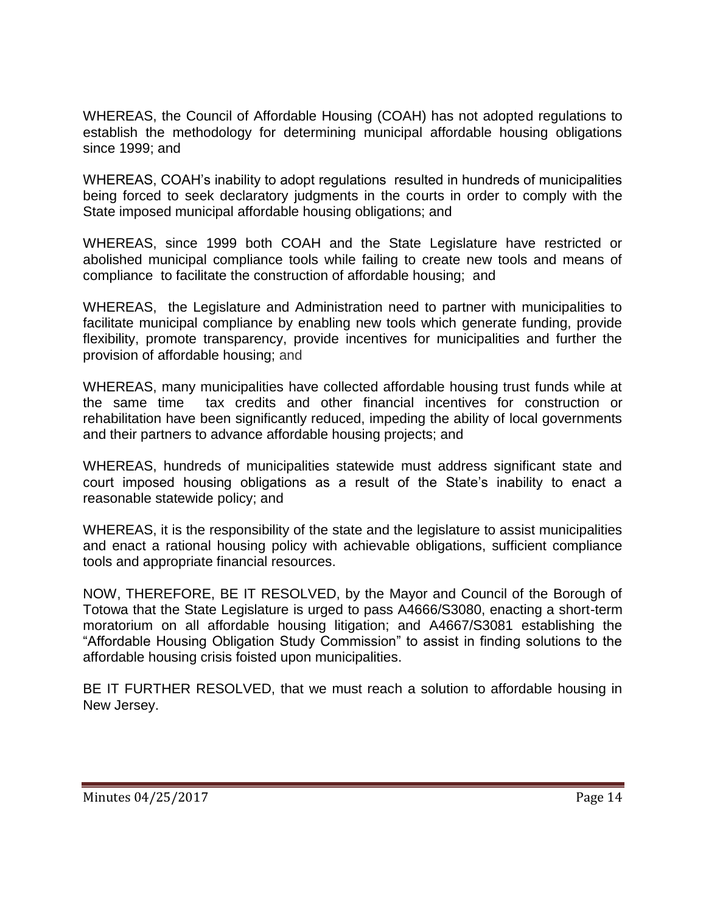WHEREAS, the Council of Affordable Housing (COAH) has not adopted regulations to establish the methodology for determining municipal affordable housing obligations since 1999; and

WHEREAS, COAH's inability to adopt regulations resulted in hundreds of municipalities being forced to seek declaratory judgments in the courts in order to comply with the State imposed municipal affordable housing obligations; and

WHEREAS, since 1999 both COAH and the State Legislature have restricted or abolished municipal compliance tools while failing to create new tools and means of compliance to facilitate the construction of affordable housing; and

WHEREAS, the Legislature and Administration need to partner with municipalities to facilitate municipal compliance by enabling new tools which generate funding, provide flexibility, promote transparency, provide incentives for municipalities and further the provision of affordable housing; and

WHEREAS, many municipalities have collected affordable housing trust funds while at the same time tax credits and other financial incentives for construction or rehabilitation have been significantly reduced, impeding the ability of local governments and their partners to advance affordable housing projects; and

WHEREAS, hundreds of municipalities statewide must address significant state and court imposed housing obligations as a result of the State's inability to enact a reasonable statewide policy; and

WHEREAS, it is the responsibility of the state and the legislature to assist municipalities and enact a rational housing policy with achievable obligations, sufficient compliance tools and appropriate financial resources.

NOW, THEREFORE, BE IT RESOLVED, by the Mayor and Council of the Borough of Totowa that the State Legislature is urged to pass A4666/S3080, enacting a short-term moratorium on all affordable housing litigation; and A4667/S3081 establishing the "Affordable Housing Obligation Study Commission" to assist in finding solutions to the affordable housing crisis foisted upon municipalities.

BE IT FURTHER RESOLVED, that we must reach a solution to affordable housing in New Jersey.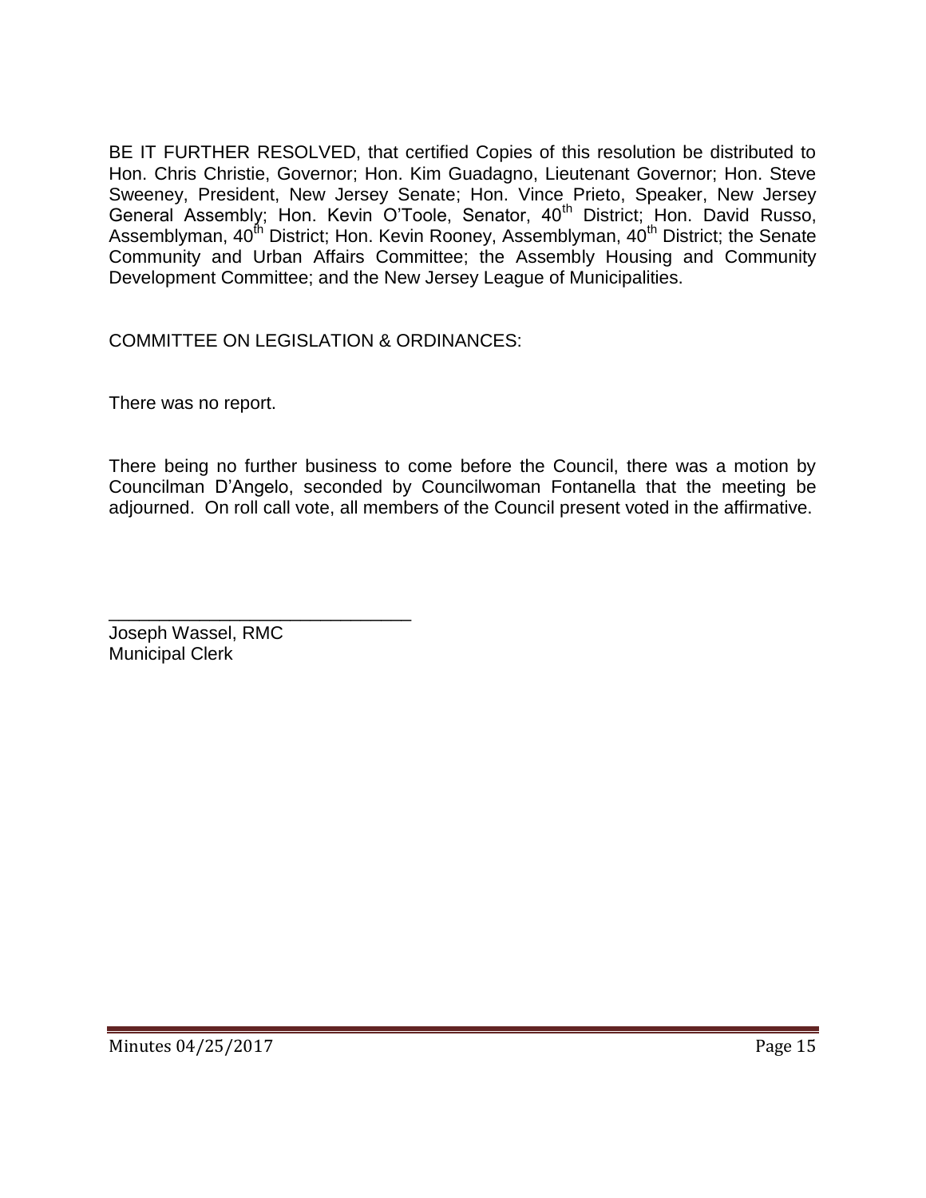BE IT FURTHER RESOLVED, that certified Copies of this resolution be distributed to Hon. Chris Christie, Governor; Hon. Kim Guadagno, Lieutenant Governor; Hon. Steve Sweeney, President, New Jersey Senate; Hon. Vince Prieto, Speaker, New Jersey General Assembly; Hon. Kevin O'Toole, Senator, 40th District; Hon. David Russo, Assemblyman, 40th District; Hon. Kevin Rooney, Assemblyman, 40th District; the Senate Community and Urban Affairs Committee; the Assembly Housing and Community Development Committee; and the New Jersey League of Municipalities.

COMMITTEE ON LEGISLATION & ORDINANCES:

There was no report.

There being no further business to come before the Council, there was a motion by Councilman D'Angelo, seconded by Councilwoman Fontanella that the meeting be adjourned. On roll call vote, all members of the Council present voted in the affirmative.

______________________________
Joseph Wassel, RMC
Municipal Clerk